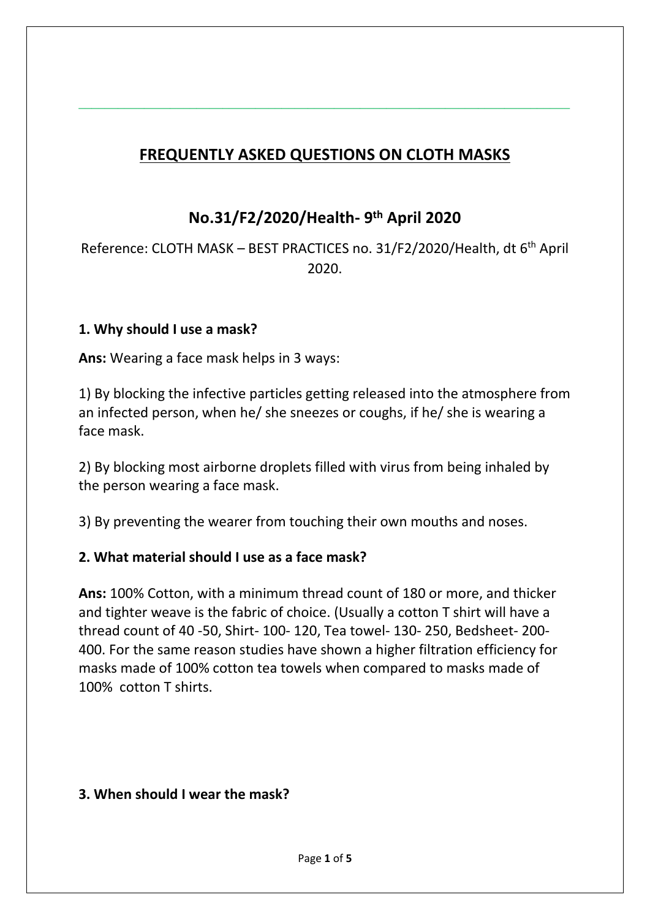# FREQUENTLY ASKED QUESTIONS ON CLOTH MASKS

## No.31/F2/2020/Health- 9th April 2020

Reference: CLOTH MASK – BEST PRACTICES no. 31/F2/2020/Health, dt 6th April 2020.

### 1. Why should I use a mask?

**Ans:** Wearing a face mask helps in 3 ways:

1) By blocking the infective particles getting released into the atmosphere from an infected person, when he/ she sneezes or coughs, if he/ she is wearing a face mask.

2) By blocking most airborne droplets filled with virus from being inhaled by the person wearing a face mask.

3) By preventing the wearer from touching their own mouths and noses.

### 2. What material should I use as a face mask?

**Ans:** 100% Cotton, with a minimum thread count of 180 or more, and thicker and tighter weave is the fabric of choice. (Usually a cotton T shirt will have a thread count of 40 -50, Shirt- 100- 120, Tea towel- 130- 250, Bedsheet- 200-400. For the same reason studies have shown a higher filtration efficiency for masks made of 100% cotton tea towels when compared to masks made of 100% cotton T shirts.

### 3. When should I wear the mask?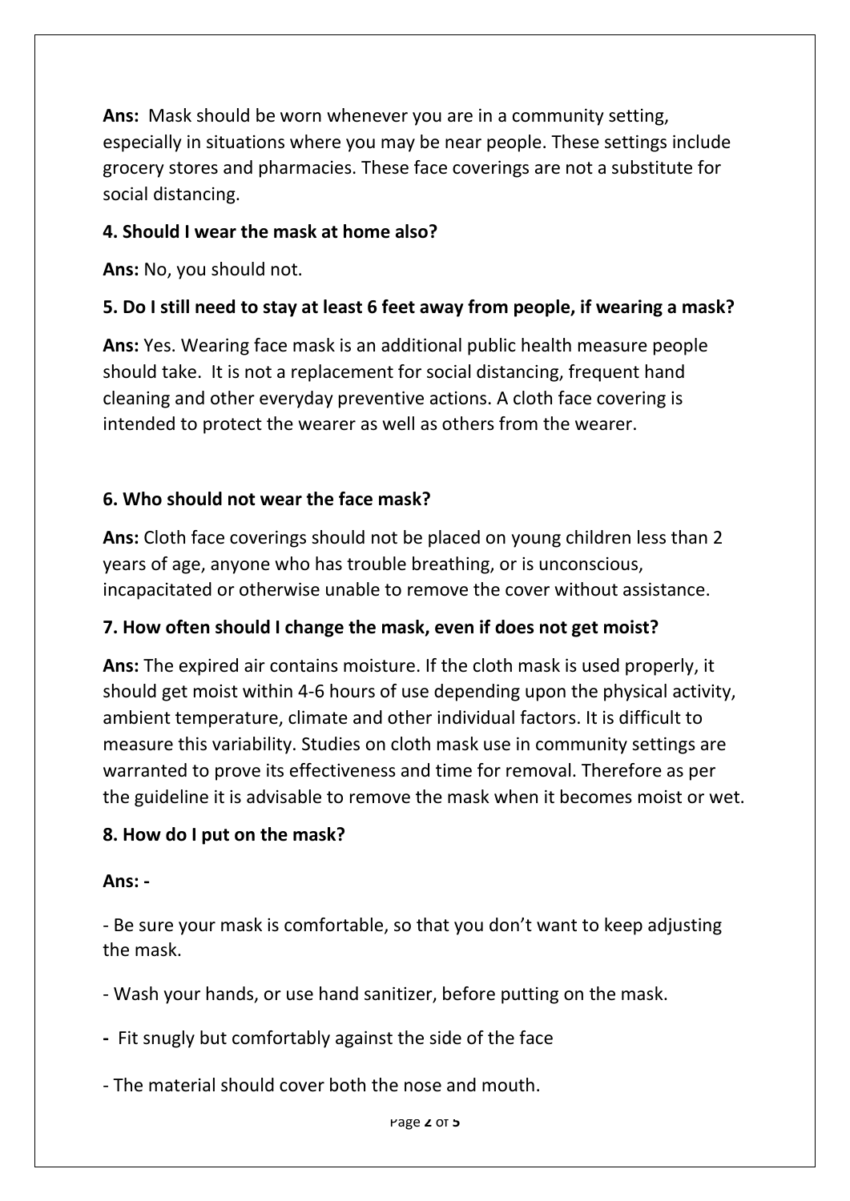**Ans:** Mask should be worn whenever you are in a community setting, especially in situations where you may be near people. These settings include grocery stores and pharmacies. These face coverings are not a substitute for social distancing.

**4. Should I wear the mask at home also?**

**Ans:** No, you should not.

**5. Do I still need to stay at least 6 feet away from people, if wearing a mask?**

**Ans:** Yes. Wearing face mask is an additional public health measure people should take. It is not a replacement for social distancing, frequent hand cleaning and other everyday preventive actions. A cloth face covering is intended to protect the wearer as well as others from the wearer.

**6. Who should not wear the face mask?**

**Ans:** Cloth face coverings should not be placed on young children less than 2 years of age, anyone who has trouble breathing, or is unconscious, incapacitated or otherwise unable to remove the cover without assistance.

**7. How often should I change the mask, even if does not get moist?**

**Ans:** The expired air contains moisture. If the cloth mask is used properly, it should get moist within 4-6 hours of use depending upon the physical activity, ambient temperature, climate and other individual factors. It is difficult to measure this variability. Studies on cloth mask use in community settings are warranted to prove its effectiveness and time for removal. Therefore as per the guideline it is advisable to remove the mask when it becomes moist or wet.

**8. How do I put on the mask?**

**Ans: -**

- Be sure your mask is comfortable, so that you don't want to keep adjusting the mask.
- Wash your hands, or use hand sanitizer, before putting on the mask.
- Fit snugly but comfortably against the side of the face
- The material should cover both the nose and mouth.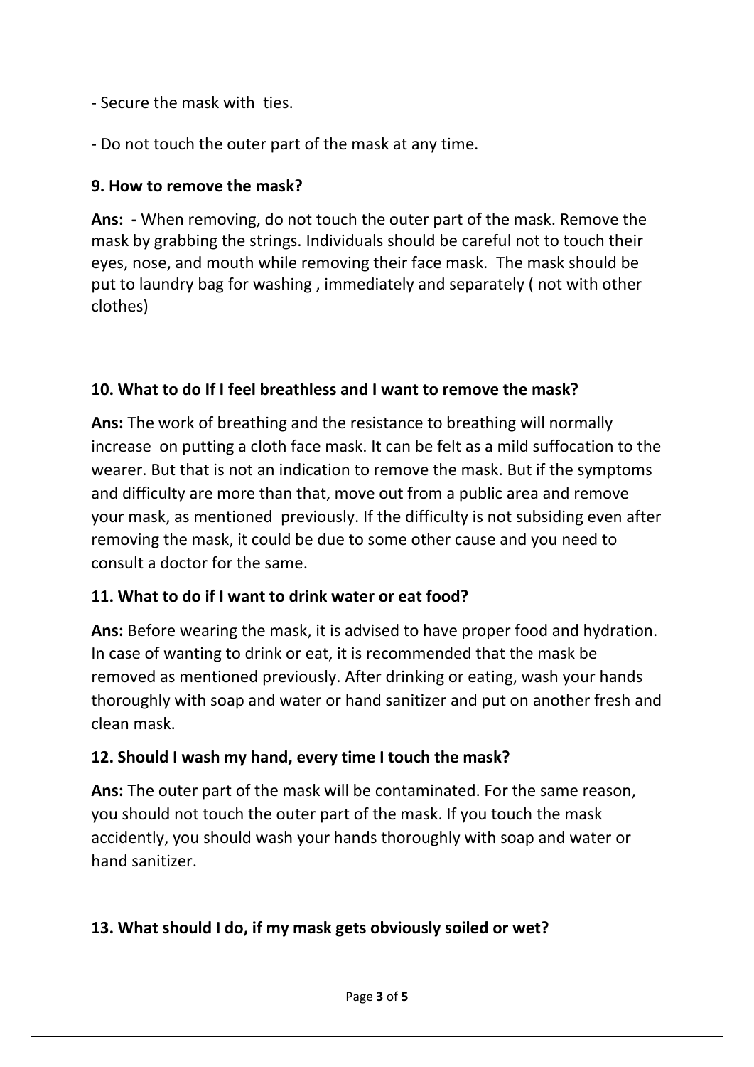- Secure the mask with ties.

- Do not touch the outer part of the mask at any time.

**9. How to remove the mask?**

**Ans: -** When removing, do not touch the outer part of the mask. Remove the mask by grabbing the strings. Individuals should be careful not to touch their eyes, nose, and mouth while removing their face mask. The mask should be put to laundry bag for washing , immediately and separately ( not with other clothes)

**10. What to do If I feel breathless and I want to remove the mask?**

**Ans:** The work of breathing and the resistance to breathing will normally increase on putting a cloth face mask. It can be felt as a mild suffocation to the wearer. But that is not an indication to remove the mask. But if the symptoms and difficulty are more than that, move out from a public area and remove your mask, as mentioned previously. If the difficulty is not subsiding even after removing the mask, it could be due to some other cause and you need to consult a doctor for the same.

**11. What to do if I want to drink water or eat food?**

**Ans:** Before wearing the mask, it is advised to have proper food and hydration. In case of wanting to drink or eat, it is recommended that the mask be removed as mentioned previously. After drinking or eating, wash your hands thoroughly with soap and water or hand sanitizer and put on another fresh and clean mask.

**12. Should I wash my hand, every time I touch the mask?**

**Ans:** The outer part of the mask will be contaminated. For the same reason, you should not touch the outer part of the mask. If you touch the mask accidently, you should wash your hands thoroughly with soap and water or hand sanitizer.

**13. What should I do, if my mask gets obviously soiled or wet?**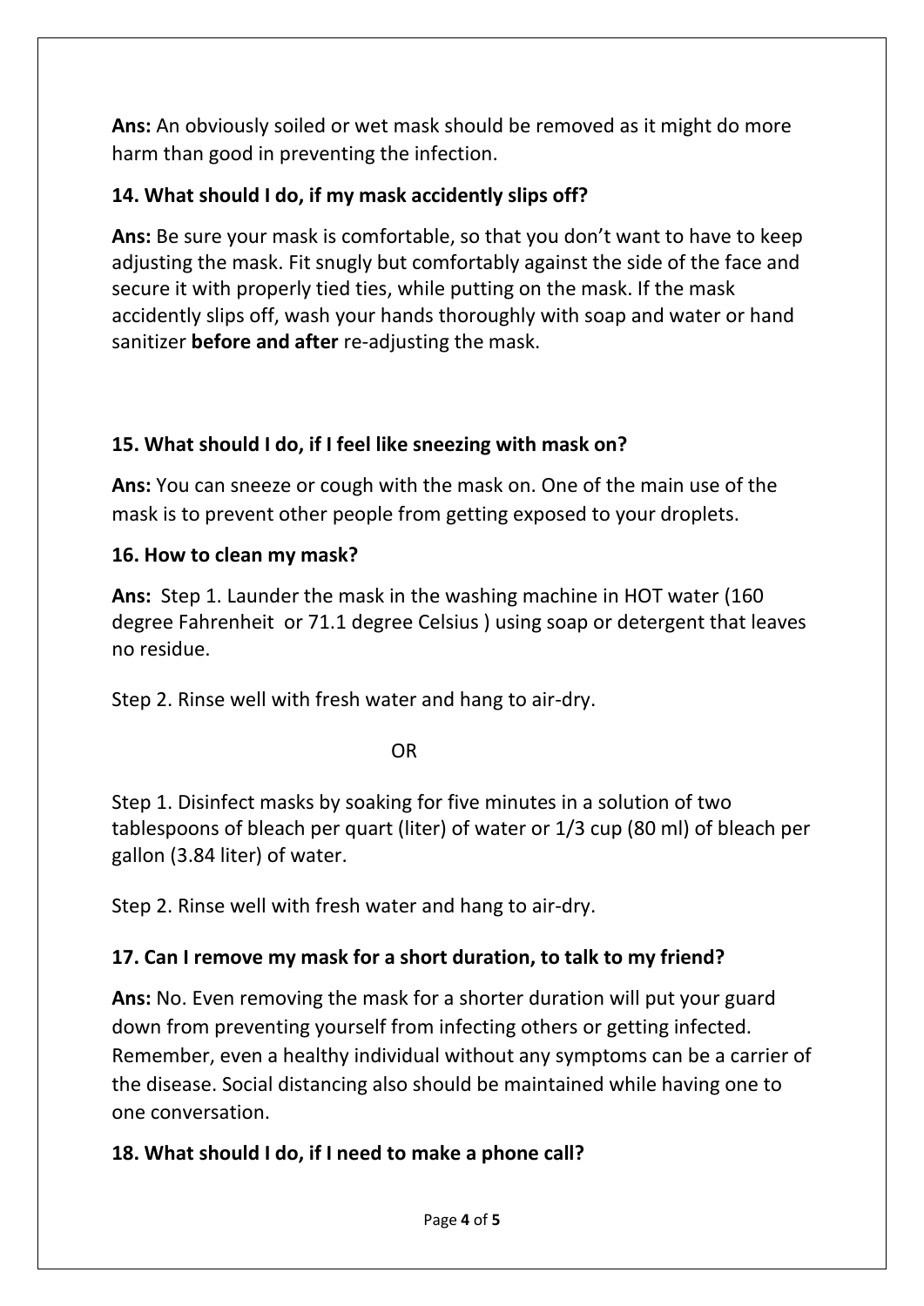**Ans:** An obviously soiled or wet mask should be removed as it might do more harm than good in preventing the infection.

**14. What should I do, if my mask accidently slips off?**

**Ans:** Be sure your mask is comfortable, so that you don't want to have to keep adjusting the mask. Fit snugly but comfortably against the side of the face and secure it with properly tied ties, while putting on the mask. If the mask accidently slips off, wash your hands thoroughly with soap and water or hand sanitizer **before and after** re-adjusting the mask.

**15. What should I do, if I feel like sneezing with mask on?**

**Ans:** You can sneeze or cough with the mask on. One of the main use of the mask is to prevent other people from getting exposed to your droplets.

**16. How to clean my mask?**

**Ans:** Step 1. Launder the mask in the washing machine in HOT water (160 degree Fahrenheit or 71.1 degree Celsius ) using soap or detergent that leaves no residue.

Step 2. Rinse well with fresh water and hang to air-dry.

OR

Step 1. Disinfect masks by soaking for five minutes in a solution of two tablespoons of bleach per quart (liter) of water or 1/3 cup (80 ml) of bleach per gallon (3.84 liter) of water.

Step 2. Rinse well with fresh water and hang to air-dry.

**17. Can I remove my mask for a short duration, to talk to my friend?**

**Ans:** No. Even removing the mask for a shorter duration will put your guard down from preventing yourself from infecting others or getting infected. Remember, even a healthy individual without any symptoms can be a carrier of the disease. Social distancing also should be maintained while having one to one conversation.

**18. What should I do, if I need to make a phone call?**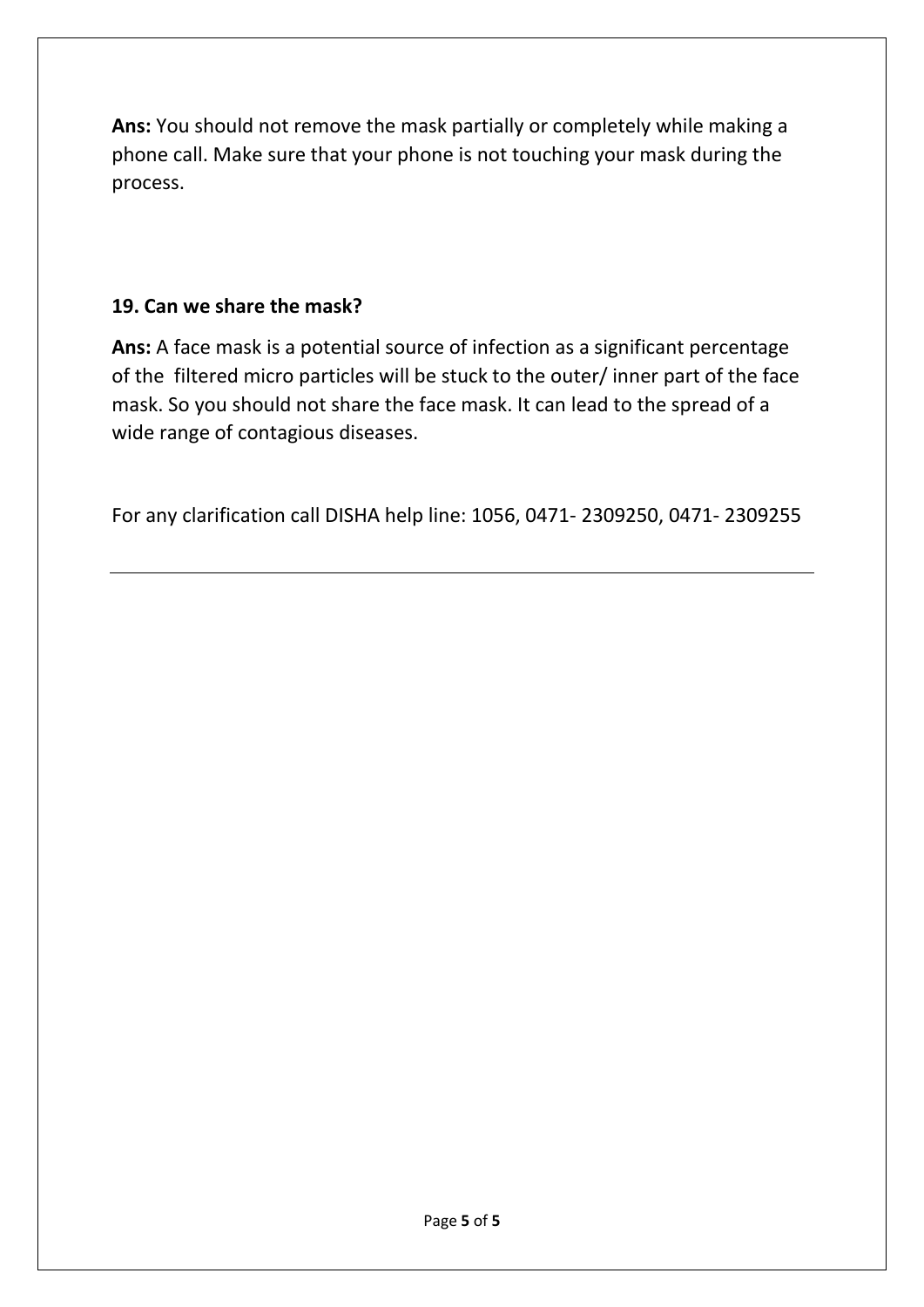**Ans:** You should not remove the mask partially or completely while making a phone call. Make sure that your phone is not touching your mask during the process.

### 19. Can we share the mask?

**Ans:** A face mask is a potential source of infection as a significant percentage of the filtered micro particles will be stuck to the outer/ inner part of the face mask. So you should not share the face mask. It can lead to the spread of a wide range of contagious diseases.

For any clarification call DISHA help line: 1056, 0471- 2309250, 0471- 2309255

---